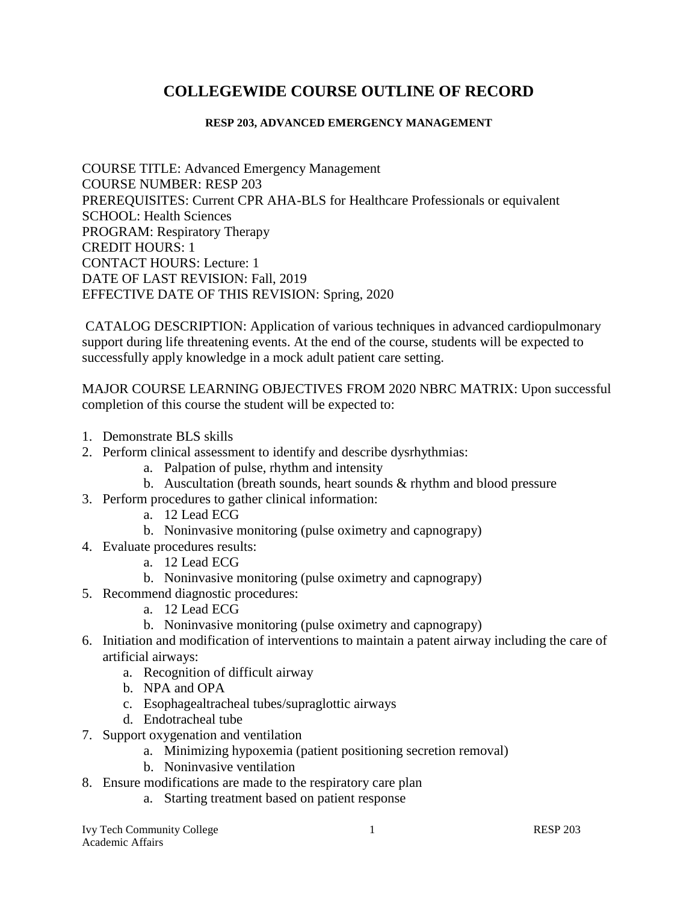# COLLEGEWIDE COURSE OUTLINE OF RECORD

### RESP 203, ADVANCED EMERGENCY MANAGEMENT

COURSE TITLE: Advanced Emergency Management  
COURSE NUMBER: RESP 203  
PREREQUISITES: Current CPR AHA-BLS for Healthcare Professionals or equivalent  
SCHOOL: Health Sciences  
PROGRAM: Respiratory Therapy  
CREDIT HOURS: 1  
CONTACT HOURS: Lecture: 1  
DATE OF LAST REVISION: Fall, 2019  
EFFECTIVE DATE OF THIS REVISION: Spring, 2020

CATALOG DESCRIPTION: Application of various techniques in advanced cardiopulmonary support during life threatening events. At the end of the course, students will be expected to successfully apply knowledge in a mock adult patient care setting.

MAJOR COURSE LEARNING OBJECTIVES FROM 2020 NBRC MATRIX: Upon successful completion of this course the student will be expected to:

1. Demonstrate BLS skills
2. Perform clinical assessment to identify and describe dysrhythmias:
   a. Palpation of pulse, rhythm and intensity
   b. Auscultation (breath sounds, heart sounds & rhythm and blood pressure
3. Perform procedures to gather clinical information:
   a. 12 Lead ECG
   b. Noninvasive monitoring (pulse oximetry and capnograpy)
4. Evaluate procedures results:
   a. 12 Lead ECG
   b. Noninvasive monitoring (pulse oximetry and capnograpy)
5. Recommend diagnostic procedures:
   a. 12 Lead ECG
   b. Noninvasive monitoring (pulse oximetry and capnograpy)
6. Initiation and modification of interventions to maintain a patent airway including the care of artificial airways:
   a. Recognition of difficult airway
   b. NPA and OPA
   c. Esophagealtracheal tubes/supraglottic airways
   d. Endotracheal tube
7. Support oxygenation and ventilation
   a. Minimizing hypoxemia (patient positioning secretion removal)
   b. Noninvasive ventilation
8. Ensure modifications are made to the respiratory care plan
   a. Starting treatment based on patient response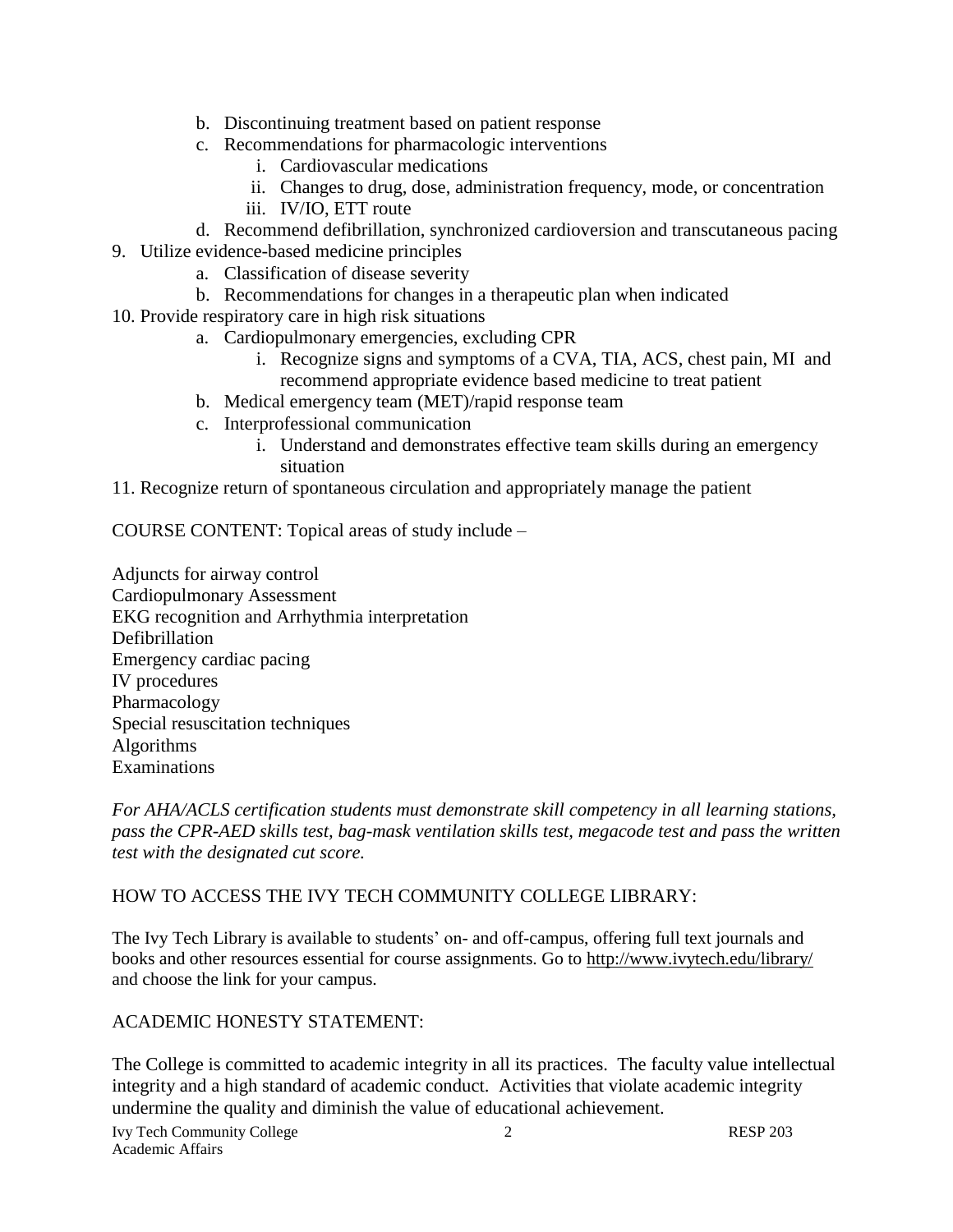b. Discontinuing treatment based on patient response
   c. Recommendations for pharmacologic interventions
      i. Cardiovascular medications
      ii. Changes to drug, dose, administration frequency, mode, or concentration
      iii. IV/IO, ETT route
   d. Recommend defibrillation, synchronized cardioversion and transcutaneous pacing
9. Utilize evidence-based medicine principles
   a. Classification of disease severity
   b. Recommendations for changes in a therapeutic plan when indicated
10. Provide respiratory care in high risk situations
    a. Cardiopulmonary emergencies, excluding CPR
       i. Recognize signs and symptoms of a CVA, TIA, ACS, chest pain, MI and recommend appropriate evidence based medicine to treat patient
    b. Medical emergency team (MET)/rapid response team
    c. Interprofessional communication
       i. Understand and demonstrates effective team skills during an emergency situation
11. Recognize return of spontaneous circulation and appropriately manage the patient

COURSE CONTENT: Topical areas of study include –

Adjuncts for airway control
Cardiopulmonary Assessment
EKG recognition and Arrhythmia interpretation
Defibrillation
Emergency cardiac pacing
IV procedures
Pharmacology
Special resuscitation techniques
Algorithms
Examinations

*For AHA/ACLS certification students must demonstrate skill competency in all learning stations, pass the CPR-AED skills test, bag-mask ventilation skills test, megacode test and pass the written test with the designated cut score.*

HOW TO ACCESS THE IVY TECH COMMUNITY COLLEGE LIBRARY:

The Ivy Tech Library is available to students' on- and off-campus, offering full text journals and books and other resources essential for course assignments. Go to http://www.ivytech.edu/library/ and choose the link for your campus.

ACADEMIC HONESTY STATEMENT:

The College is committed to academic integrity in all its practices. The faculty value intellectual integrity and a high standard of academic conduct. Activities that violate academic integrity undermine the quality and diminish the value of educational achievement.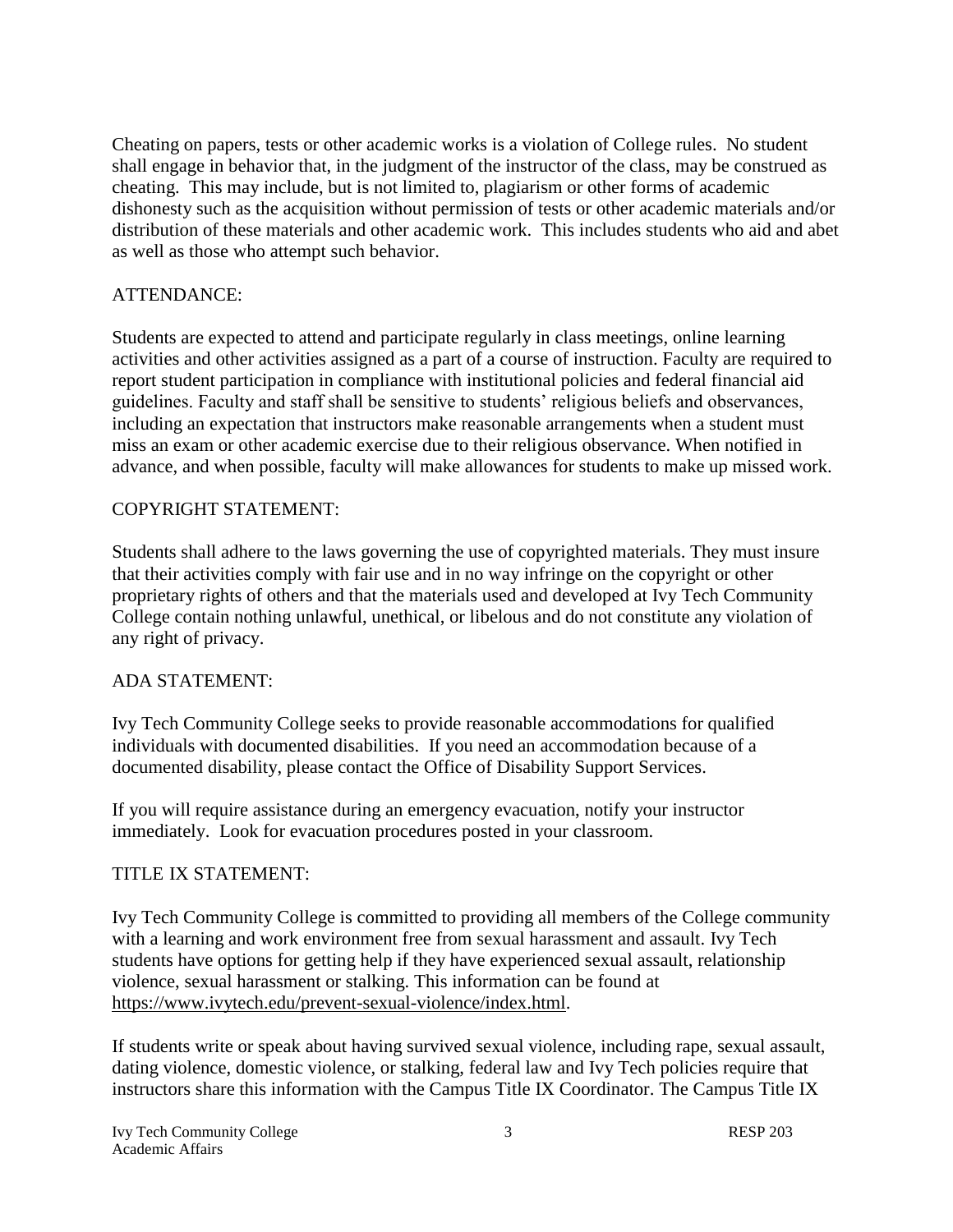Cheating on papers, tests or other academic works is a violation of College rules. No student shall engage in behavior that, in the judgment of the instructor of the class, may be construed as cheating. This may include, but is not limited to, plagiarism or other forms of academic dishonesty such as the acquisition without permission of tests or other academic materials and/or distribution of these materials and other academic work. This includes students who aid and abet as well as those who attempt such behavior.

## ATTENDANCE:

Students are expected to attend and participate regularly in class meetings, online learning activities and other activities assigned as a part of a course of instruction. Faculty are required to report student participation in compliance with institutional policies and federal financial aid guidelines. Faculty and staff shall be sensitive to students' religious beliefs and observances, including an expectation that instructors make reasonable arrangements when a student must miss an exam or other academic exercise due to their religious observance. When notified in advance, and when possible, faculty will make allowances for students to make up missed work.

## COPYRIGHT STATEMENT:

Students shall adhere to the laws governing the use of copyrighted materials. They must insure that their activities comply with fair use and in no way infringe on the copyright or other proprietary rights of others and that the materials used and developed at Ivy Tech Community College contain nothing unlawful, unethical, or libelous and do not constitute any violation of any right of privacy.

## ADA STATEMENT:

Ivy Tech Community College seeks to provide reasonable accommodations for qualified individuals with documented disabilities. If you need an accommodation because of a documented disability, please contact the Office of Disability Support Services.

If you will require assistance during an emergency evacuation, notify your instructor immediately. Look for evacuation procedures posted in your classroom.

## TITLE IX STATEMENT:

Ivy Tech Community College is committed to providing all members of the College community with a learning and work environment free from sexual harassment and assault. Ivy Tech students have options for getting help if they have experienced sexual assault, relationship violence, sexual harassment or stalking. This information can be found at https://www.ivytech.edu/prevent-sexual-violence/index.html.

If students write or speak about having survived sexual violence, including rape, sexual assault, dating violence, domestic violence, or stalking, federal law and Ivy Tech policies require that instructors share this information with the Campus Title IX Coordinator. The Campus Title IX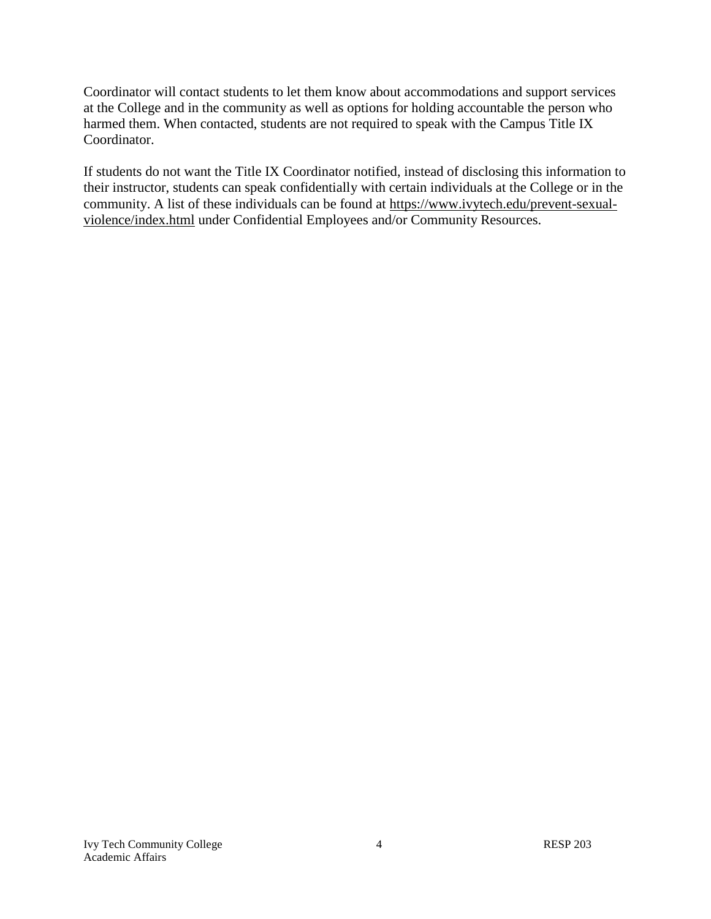Coordinator will contact students to let them know about accommodations and support services at the College and in the community as well as options for holding accountable the person who harmed them. When contacted, students are not required to speak with the Campus Title IX Coordinator.

If students do not want the Title IX Coordinator notified, instead of disclosing this information to their instructor, students can speak confidentially with certain individuals at the College or in the community. A list of these individuals can be found at https://www.ivytech.edu/prevent-sexual-violence/index.html under Confidential Employees and/or Community Resources.